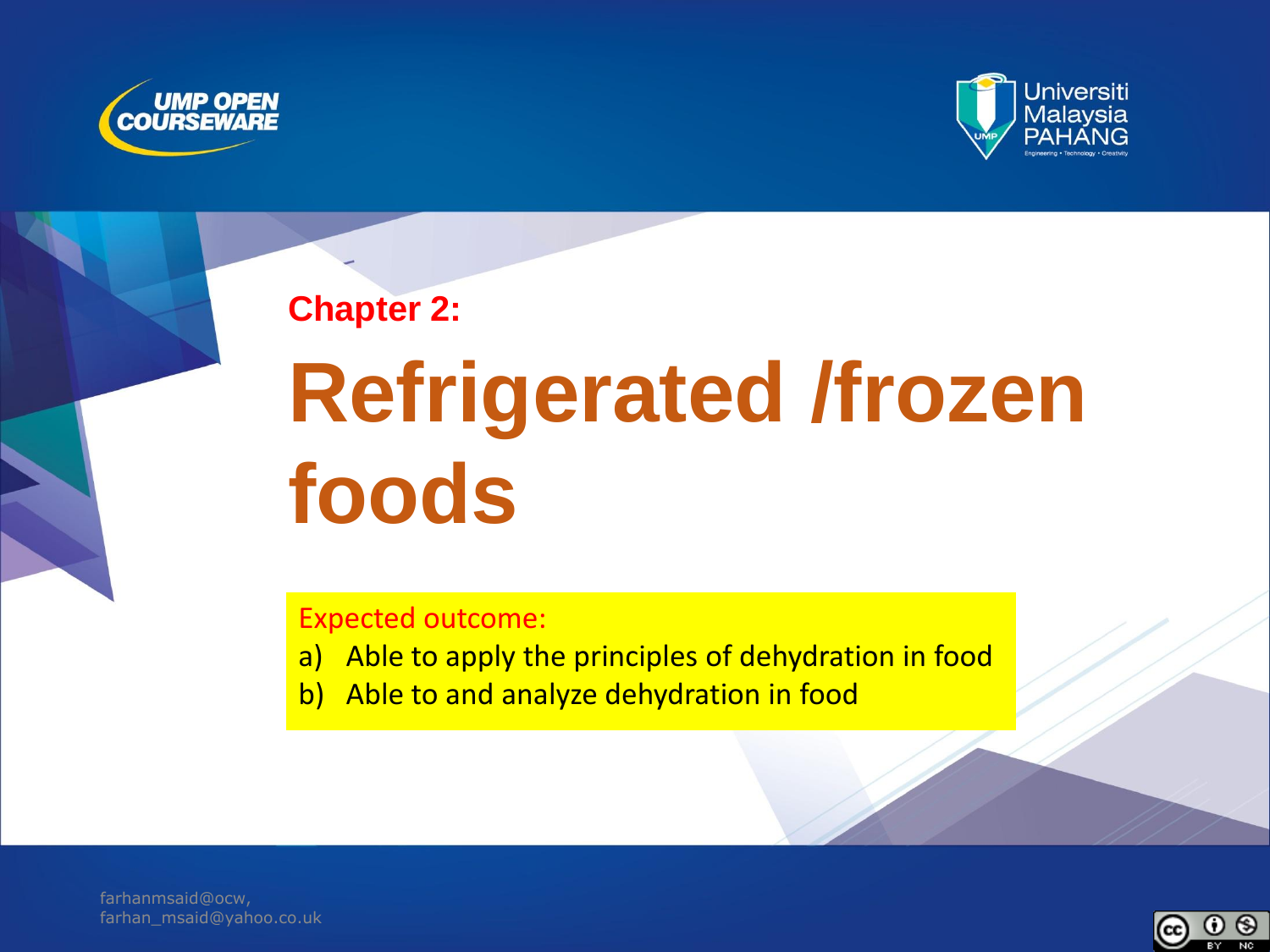UMP OPEN COURSEWARE

Universiti Malaysia PAHANG

Engineering • Technology • Creativity

## Chapter 2:

# Refrigerated /frozen foods

Expected outcome:

a) Able to apply the principles of dehydration in food
b) Able to and analyze dehydration in food

farhanmsaid@ocw,
farhan_msaid@yahoo.co.uk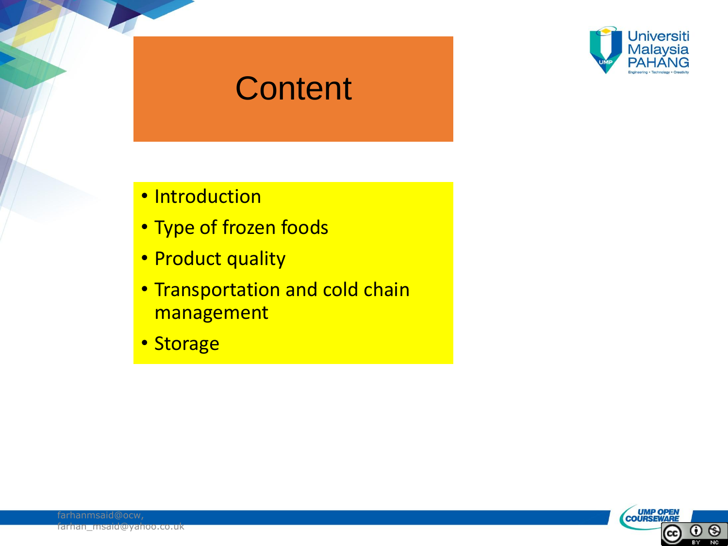# Content

- Introduction
- Type of frozen foods
- Product quality
- Transportation and cold chain management
- Storage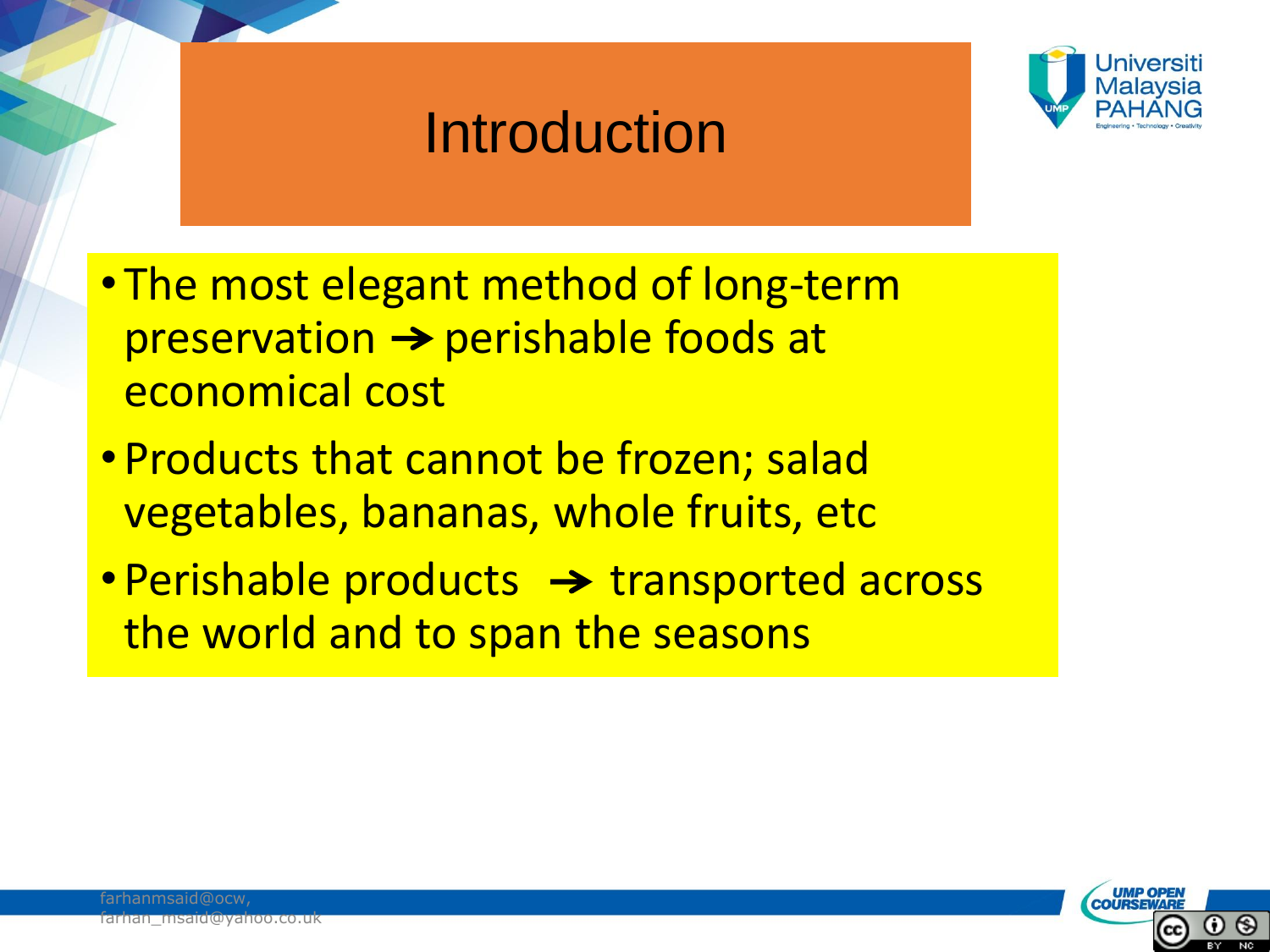# Introduction

- The most elegant method of long-term preservation ➔ perishable foods at economical cost
- Products that cannot be frozen; salad vegetables, bananas, whole fruits, etc
- Perishable products ➔ transported across the world and to span the seasons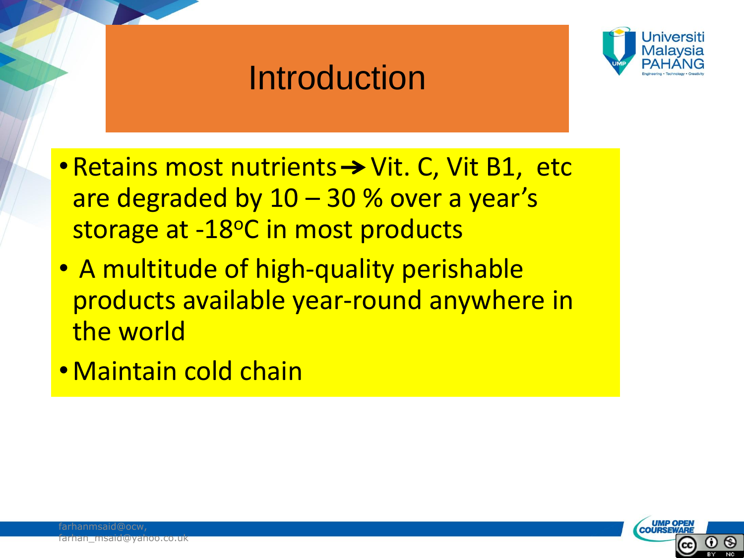# Introduction

- Retains most nutrients → Vit. C, Vit B1, etc are degraded by 10 – 30 % over a year's storage at -18$^{o}$C in most products
- A multitude of high-quality perishable products available year-round anywhere in the world
- Maintain cold chain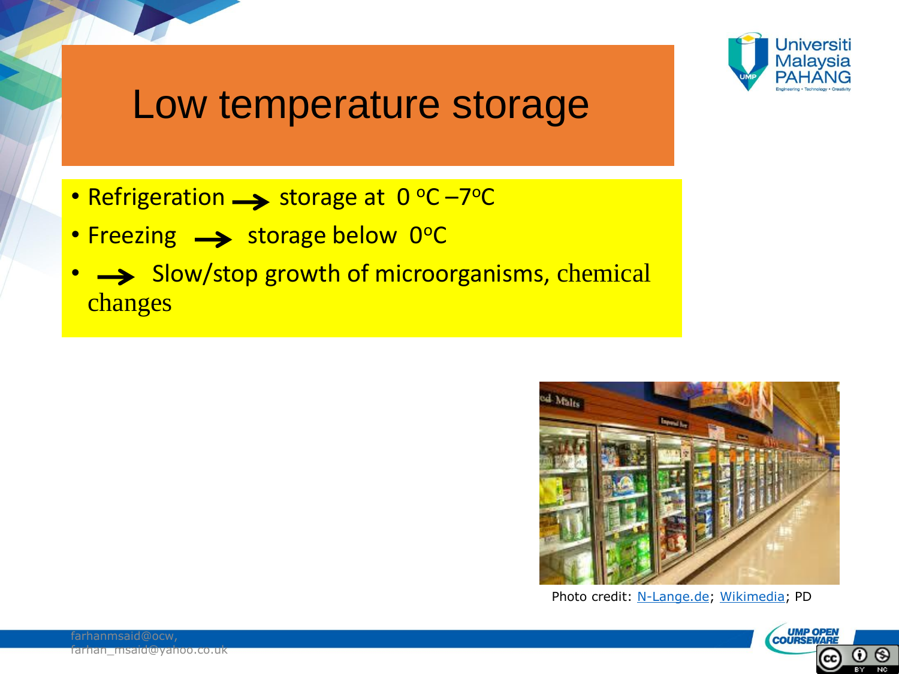# Low temperature storage

- Refrigeration → storage at 0 °C –7°C
- Freezing → storage below 0°C
- → Slow/stop growth of microorganisms, chemical changes

Photo credit: N-Lange.de; Wikimedia; PD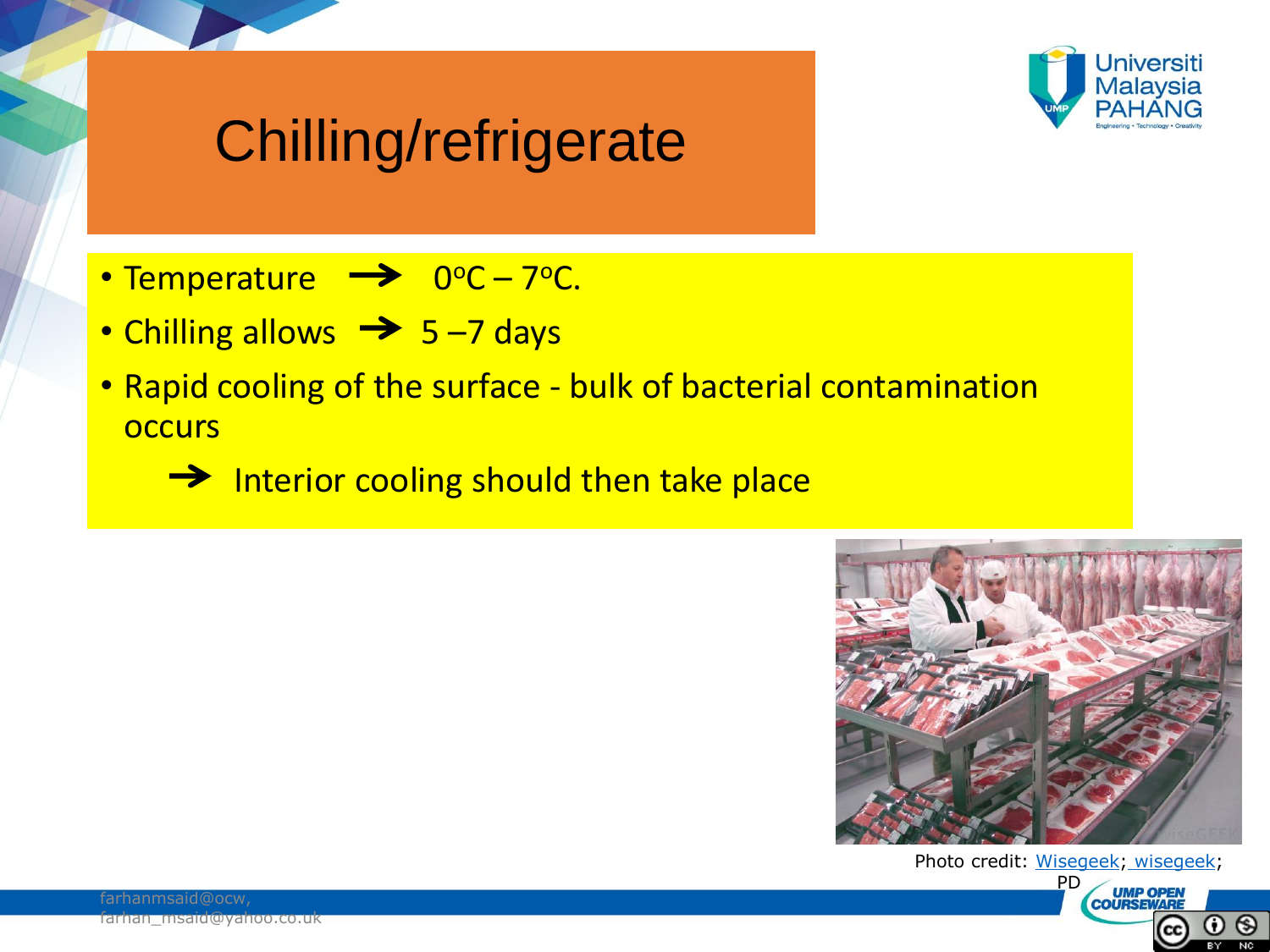# Chilling/refrigerate

- Temperature → $0^{o}C – 7^{o}C$.
- Chilling allows → 5 –7 days
- Rapid cooling of the surface - bulk of bacterial contamination occurs
  - → Interior cooling should then take place

Photo credit: Wisegeek; wisegeek; PD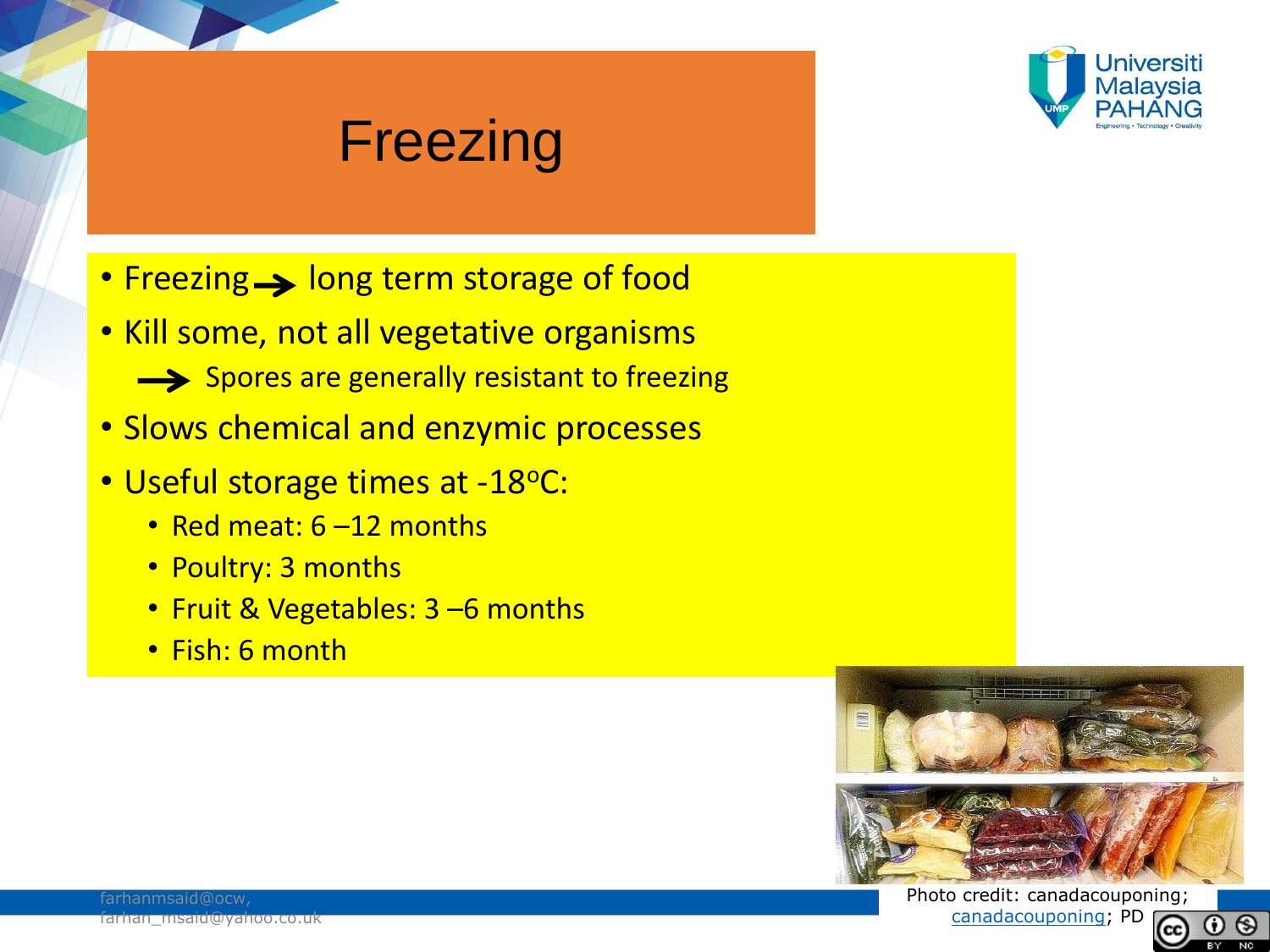# Freezing

- Freezing → long term storage of food
- Kill some, not all vegetative organisms
  → Spores are generally resistant to freezing
- Slows chemical and enzymic processes
- Useful storage times at -18$^{o}$C:
  - Red meat: 6 –12 months
  - Poultry: 3 months
  - Fruit & Vegetables: 3 –6 months
  - Fish: 6 month

Photo credit: canadacouponing; canadacouponing; PD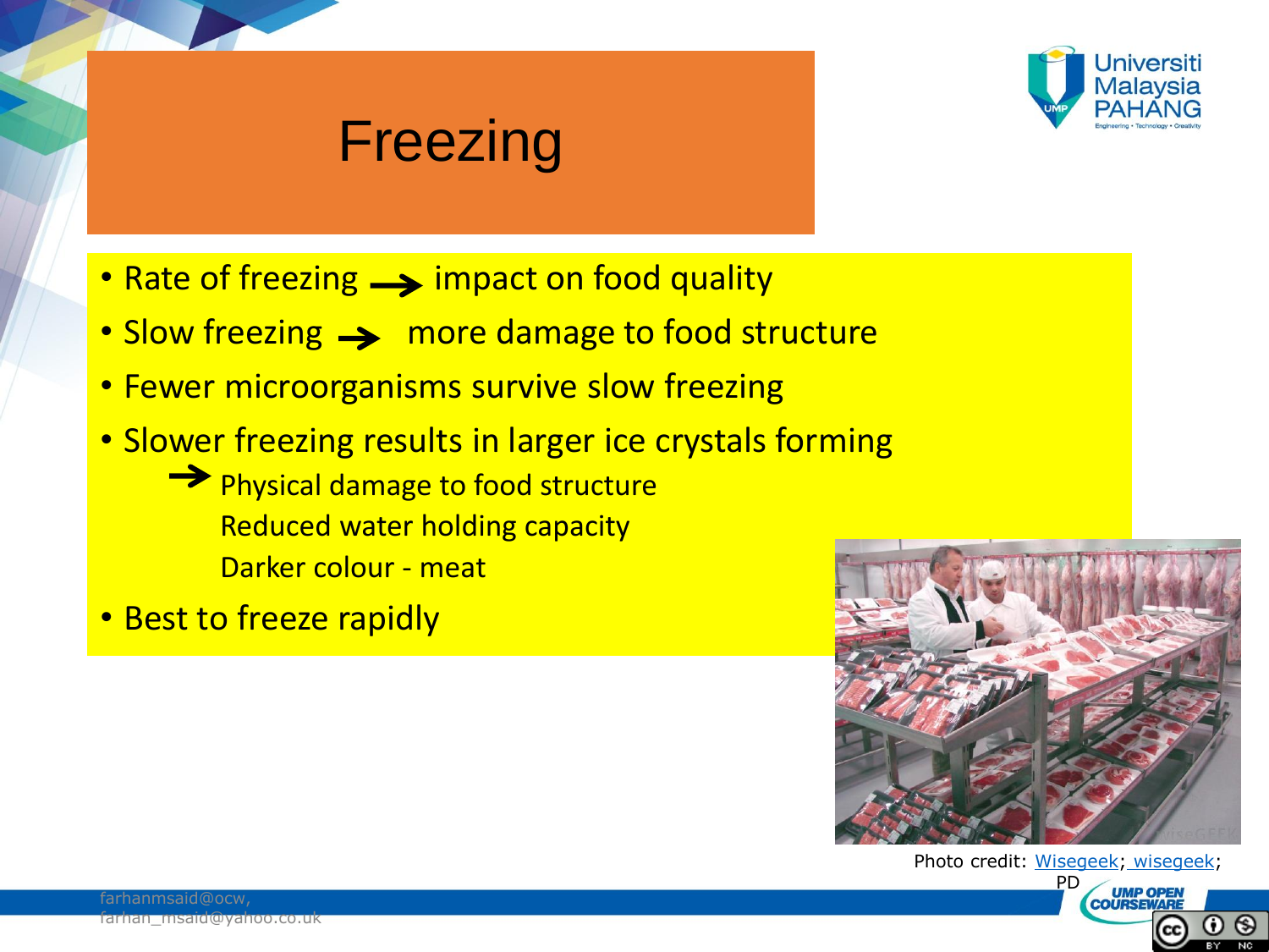# Freezing

- Rate of freezing → impact on food quality
- Slow freezing → more damage to food structure
- Fewer microorganisms survive slow freezing
- Slower freezing results in larger ice crystals forming
  - → Physical damage to food structure
    Reduced water holding capacity
    Darker colour - meat
- Best to freeze rapidly

Photo credit: Wisegeek; wisegeek; PD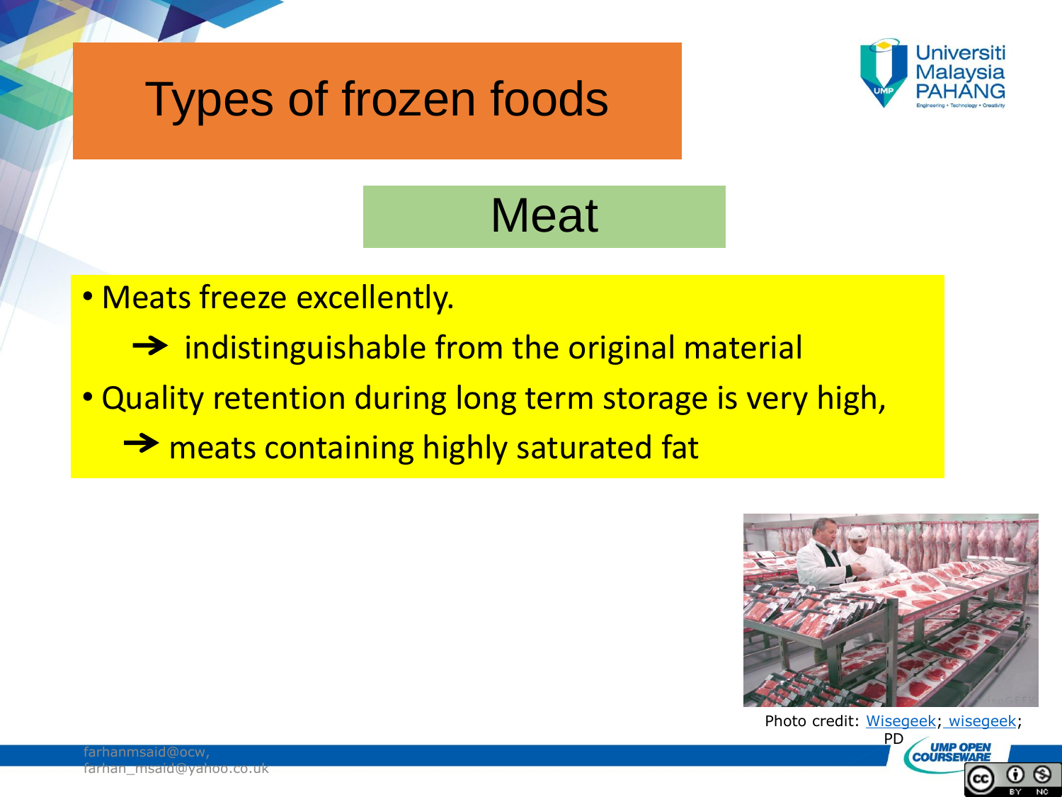# Types of frozen foods

## Meat

- Meats freeze excellently.
  - ➔ indistinguishable from the original material
- Quality retention during long term storage is very high,
  - ➔ meats containing highly saturated fat

Photo credit: Wisegeek; wisegeek; PD

farhanmsaid@ocw, farhan_msaid@yahoo.co.uk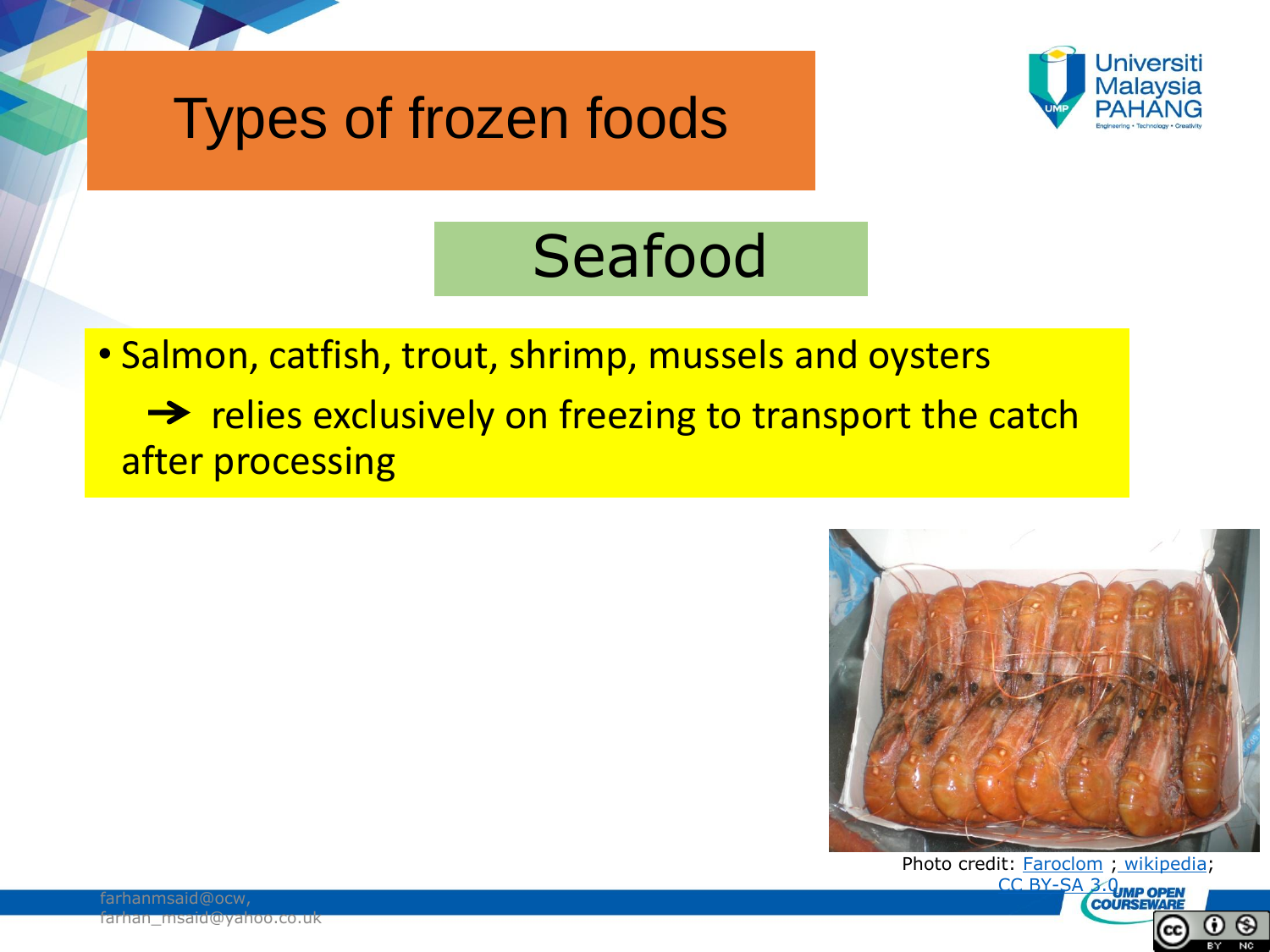# Types of frozen foods

## Seafood

- Salmon, catfish, trout, shrimp, mussels and oysters

  ➔ relies exclusively on freezing to transport the catch after processing

Photo credit: Faroclom ; wikipedia; CC BY-SA 3.0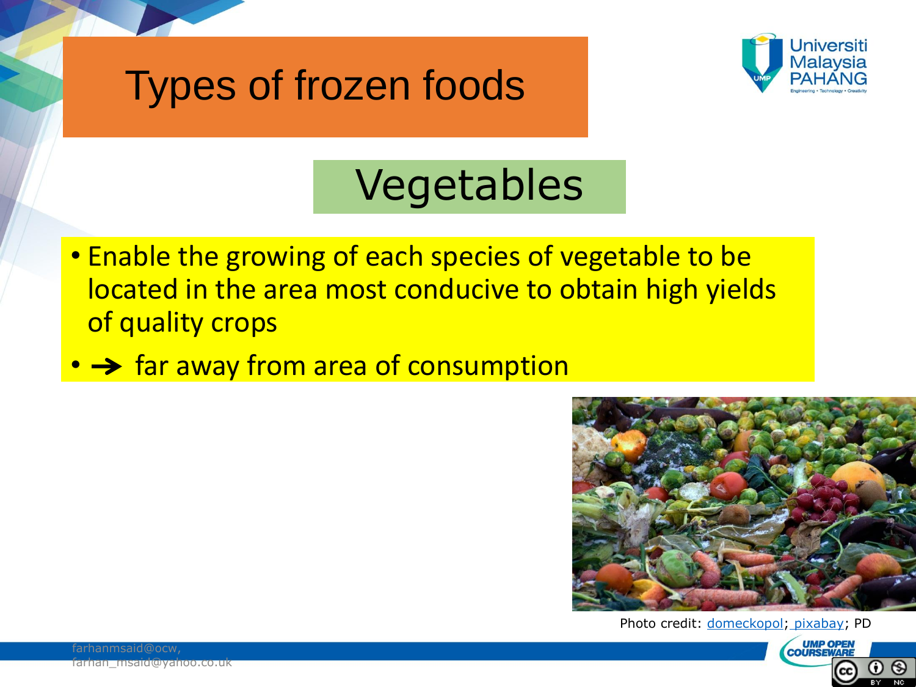# Types of frozen foods

## Vegetables

- Enable the growing of each species of vegetable to be located in the area most conducive to obtain high yields of quality crops
- → far away from area of consumption

Photo credit: domeckopol; pixabay; PD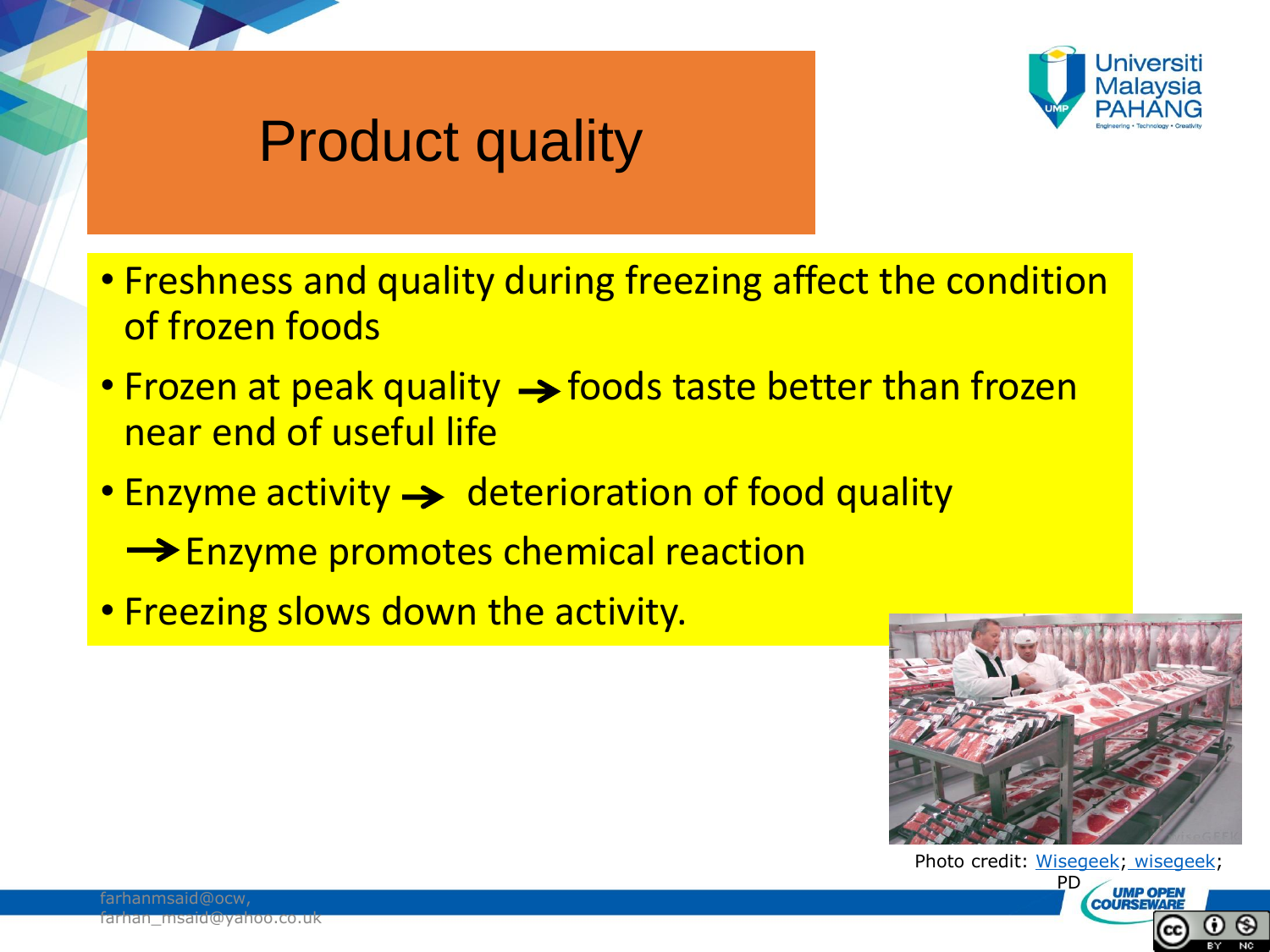# Product quality

- Freshness and quality during freezing affect the condition of frozen foods
- Frozen at peak quality → foods taste better than frozen near end of useful life
- Enzyme activity → deterioration of food quality
  
  → Enzyme promotes chemical reaction
- Freezing slows down the activity.

Photo credit: Wisegeek; wisegeek; PD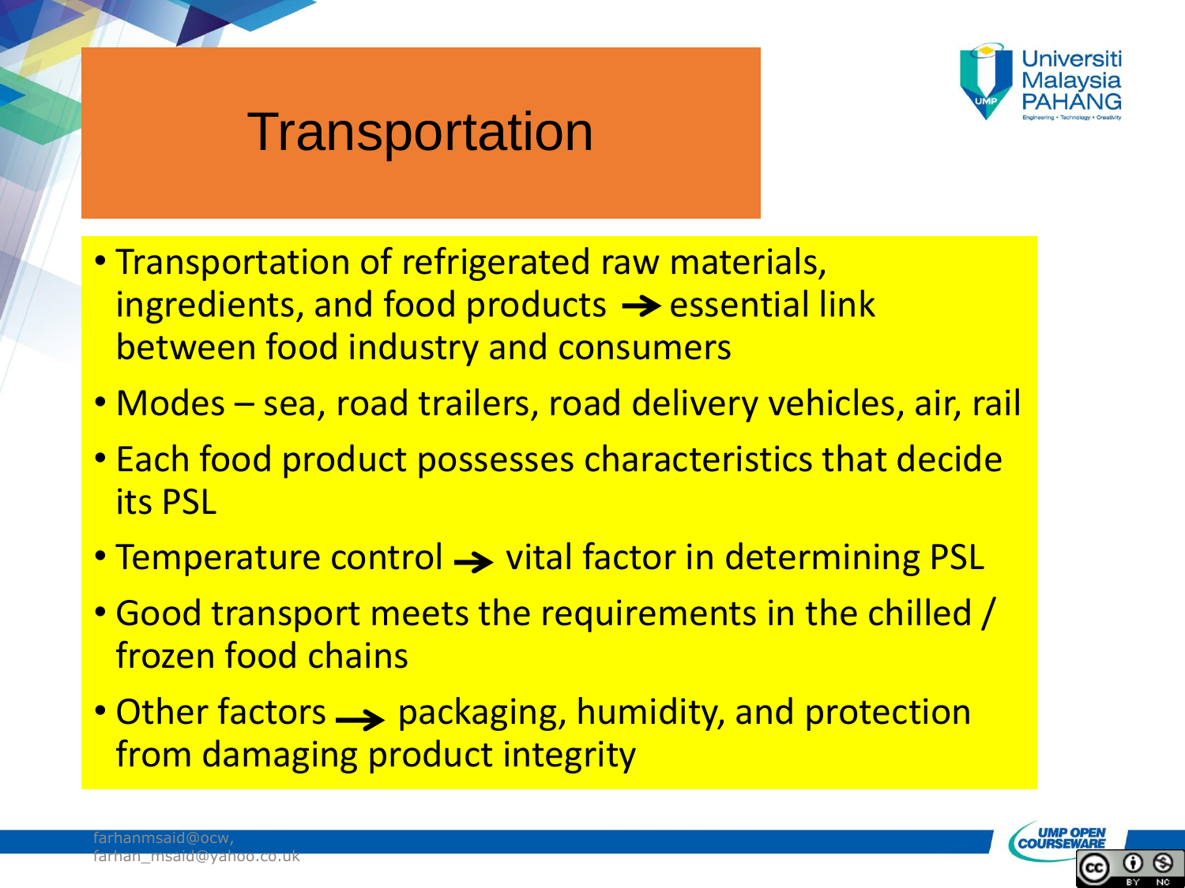# Transportation

- Transportation of refrigerated raw materials, ingredients, and food products → essential link between food industry and consumers
- Modes – sea, road trailers, road delivery vehicles, air, rail
- Each food product possesses characteristics that decide its PSL
- Temperature control → vital factor in determining PSL
- Good transport meets the requirements in the chilled / frozen food chains
- Other factors → packaging, humidity, and protection from damaging product integrity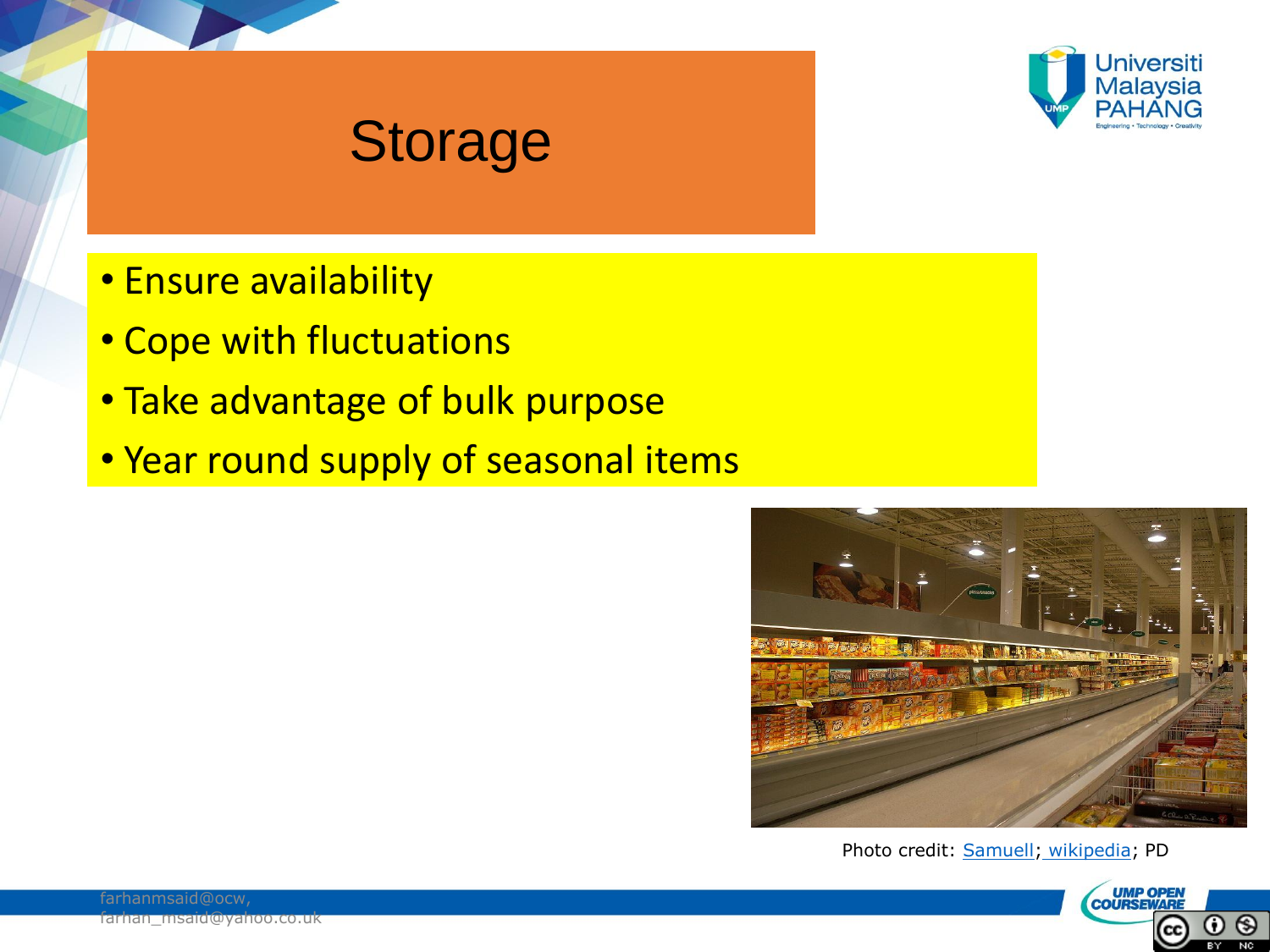# Storage

- Ensure availability
- Cope with fluctuations
- Take advantage of bulk purpose
- Year round supply of seasonal items

Photo credit: Samuell; wikipedia; PD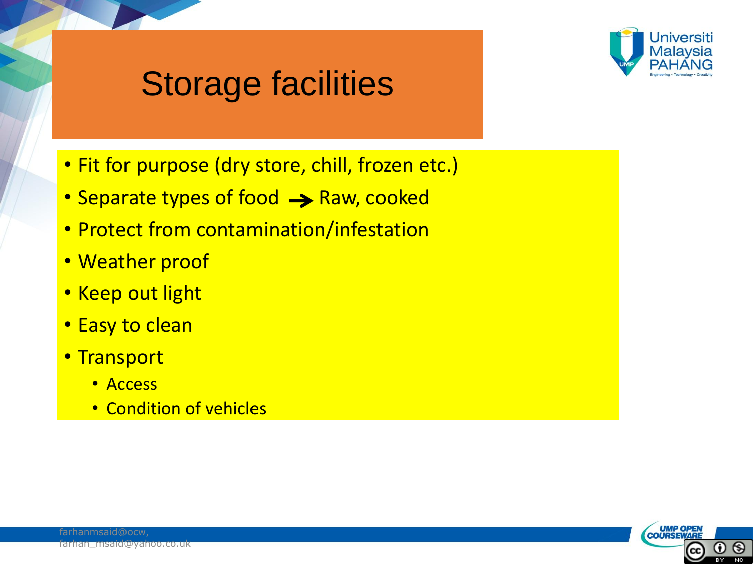# Storage facilities

- Fit for purpose (dry store, chill, frozen etc.)
- Separate types of food → Raw, cooked
- Protect from contamination/infestation
- Weather proof
- Keep out light
- Easy to clean
- Transport
  - Access
  - Condition of vehicles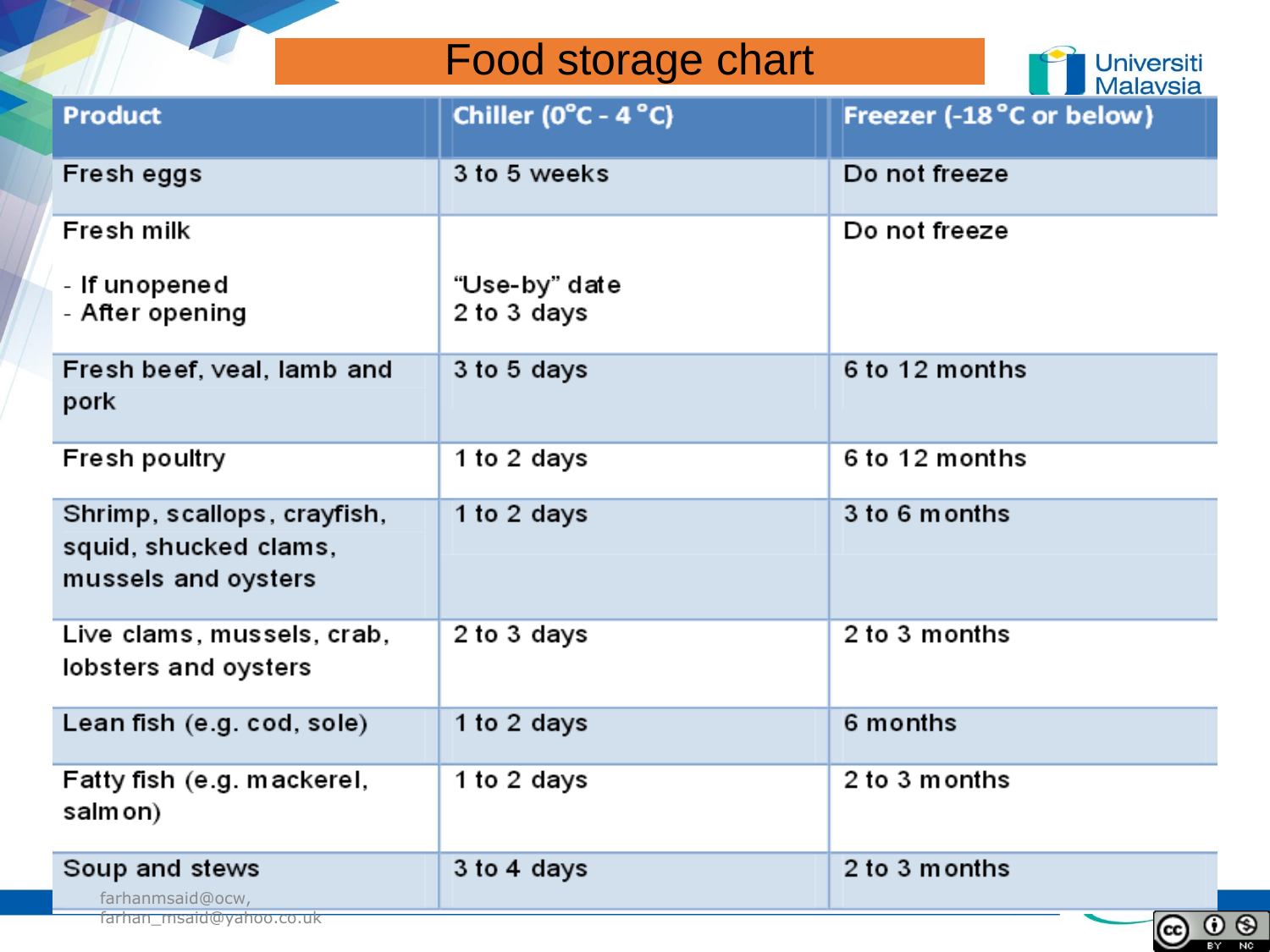# Food storage chart

| Product | Chiller (0°C - 4 °C) | Freezer (-18 °C or below) |
|---|---|---|
| Fresh eggs | 3 to 5 weeks | Do not freeze |
| Fresh milk<br>- If unopened<br>- After opening | <br>"Use-by" date<br>2 to 3 days | Do not freeze |
| Fresh beef, veal, lamb and pork | 3 to 5 days | 6 to 12 months |
| Fresh poultry | 1 to 2 days | 6 to 12 months |
| Shrimp, scallops, crayfish, squid, shucked clams, mussels and oysters | 1 to 2 days | 3 to 6 months |
| Live clams, mussels, crab, lobsters and oysters | 2 to 3 days | 2 to 3 months |
| Lean fish (e.g. cod, sole) | 1 to 2 days | 6 months |
| Fatty fish (e.g. mackerel, salmon) | 1 to 2 days | 2 to 3 months |
| Soup and stews | 3 to 4 days | 2 to 3 months |

farhanmsaid@ocw, farhan_msaid@yahoo.co.uk